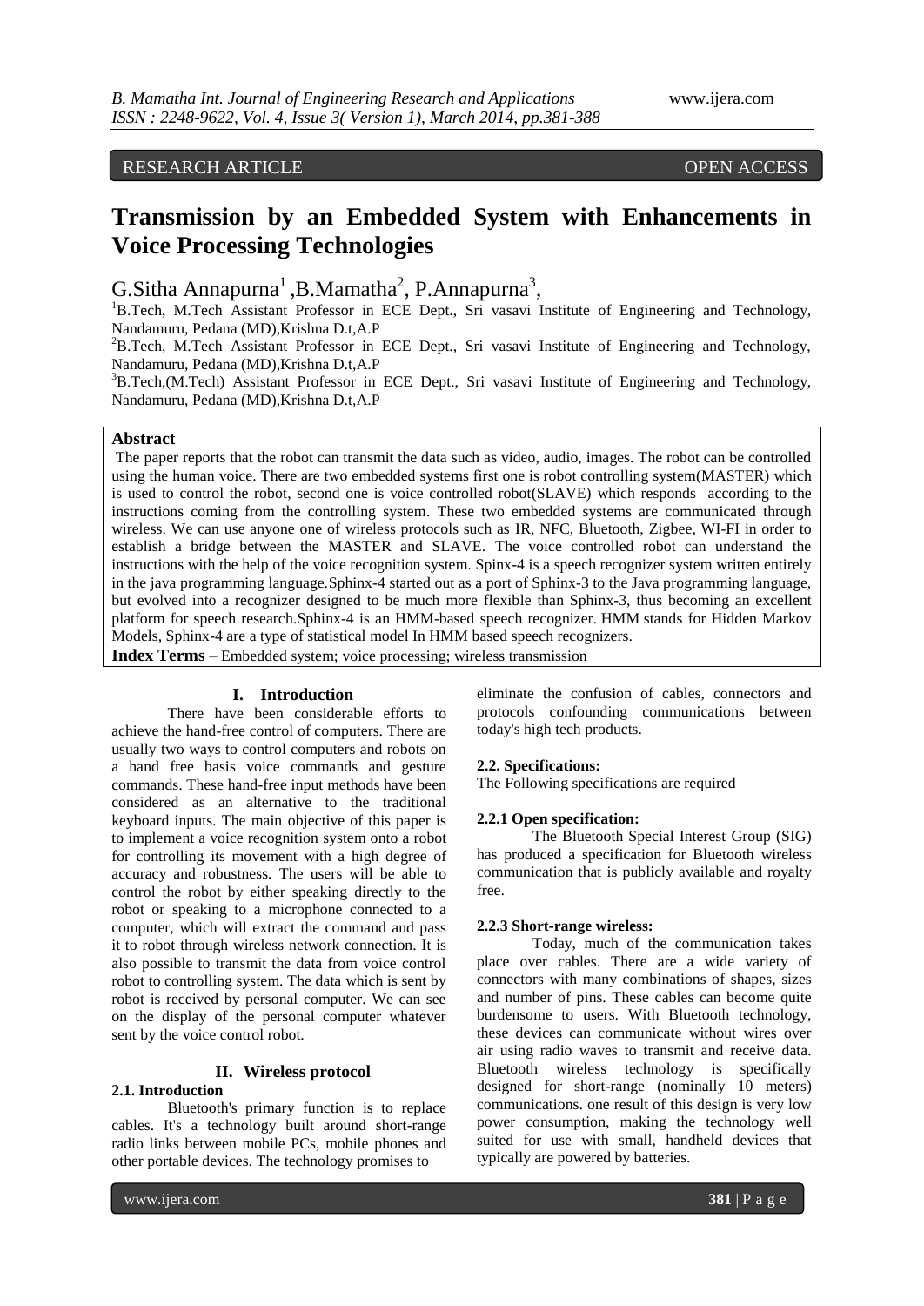RESEARCH ARTICLE OPEN ACCESS

# Transmission by an Embedded System with Enhancements in Voice Processing Technologies

G.Sitha Annapurna[1] ,B.Mamatha[2], P.Annapurna[3],

[1]B.Tech, M.Tech Assistant Professor in ECE Dept., Sri vasavi Institute of Engineering and Technology, Nandamuru, Pedana (MD),Krishna D.t,A.P

[2]B.Tech, M.Tech Assistant Professor in ECE Dept., Sri vasavi Institute of Engineering and Technology, Nandamuru, Pedana (MD),Krishna D.t,A.P

[3]B.Tech,(M.Tech) Assistant Professor in ECE Dept., Sri vasavi Institute of Engineering and Technology, Nandamuru, Pedana (MD),Krishna D.t,A.P

**Abstract**

The paper reports that the robot can transmit the data such as video, audio, images. The robot can be controlled using the human voice. There are two embedded systems first one is robot controlling system(MASTER) which is used to control the robot, second one is voice controlled robot(SLAVE) which responds according to the instructions coming from the controlling system. These two embedded systems are communicated through wireless. We can use anyone one of wireless protocols such as IR, NFC, Bluetooth, Zigbee, WI-FI in order to establish a bridge between the MASTER and SLAVE. The voice controlled robot can understand the instructions with the help of the voice recognition system. Spinx-4 is a speech recognizer system written entirely in the java programming language.Sphinx-4 started out as a port of Sphinx-3 to the Java programming language, but evolved into a recognizer designed to be much more flexible than Sphinx-3, thus becoming an excellent platform for speech research.Sphinx-4 is an HMM-based speech recognizer. HMM stands for Hidden Markov Models, Sphinx-4 are a type of statistical model In HMM based speech recognizers.

**Index Terms** – Embedded system; voice processing; wireless transmission

## I. Introduction

There have been considerable efforts to achieve the hand-free control of computers. There are usually two ways to control computers and robots on a hand free basis voice commands and gesture commands. These hand-free input methods have been considered as an alternative to the traditional keyboard inputs. The main objective of this paper is to implement a voice recognition system onto a robot for controlling its movement with a high degree of accuracy and robustness. The users will be able to control the robot by either speaking directly to the robot or speaking to a microphone connected to a computer, which will extract the command and pass it to robot through wireless network connection. It is also possible to transmit the data from voice control robot to controlling system. The data which is sent by robot is received by personal computer. We can see on the display of the personal computer whatever sent by the voice control robot.

## II. Wireless protocol

### 2.1. Introduction

Bluetooth's primary function is to replace cables. It's a technology built around short-range radio links between mobile PCs, mobile phones and other portable devices. The technology promises to eliminate the confusion of cables, connectors and protocols confounding communications between today's high tech products.

### 2.2. Specifications:

The Following specifications are required

#### 2.2.1 Open specification:

The Bluetooth Special Interest Group (SIG) has produced a specification for Bluetooth wireless communication that is publicly available and royalty free.

#### 2.2.3 Short-range wireless:

Today, much of the communication takes place over cables. There are a wide variety of connectors with many combinations of shapes, sizes and number of pins. These cables can become quite burdensome to users. With Bluetooth technology, these devices can communicate without wires over air using radio waves to transmit and receive data. Bluetooth wireless technology is specifically designed for short-range (nominally 10 meters) communications. one result of this design is very low power consumption, making the technology well suited for use with small, handheld devices that typically are powered by batteries.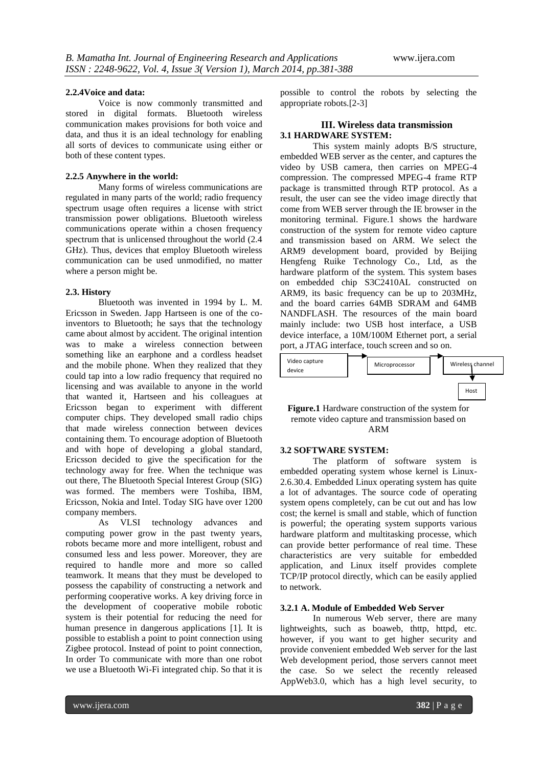#### 2.2.4Voice and data:

Voice is now commonly transmitted and stored in digital formats. Bluetooth wireless communication makes provisions for both voice and data, and thus it is an ideal technology for enabling all sorts of devices to communicate using either or both of these content types.

#### 2.2.5 Anywhere in the world:

Many forms of wireless communications are regulated in many parts of the world; radio frequency spectrum usage often requires a license with strict transmission power obligations. Bluetooth wireless communications operate within a chosen frequency spectrum that is unlicensed throughout the world (2.4 GHz). Thus, devices that employ Bluetooth wireless communication can be used unmodified, no matter where a person might be.

### 2.3. History

Bluetooth was invented in 1994 by L. M. Ericsson in Sweden. Japp Hartseen is one of the co-inventors to Bluetooth; he says that the technology came about almost by accident. The original intention was to make a wireless connection between something like an earphone and a cordless headset and the mobile phone. When they realized that they could tap into a low radio frequency that required no licensing and was available to anyone in the world that wanted it, Hartseen and his colleagues at Ericsson began to experiment with different computer chips. They developed small radio chips that made wireless connection between devices containing them. To encourage adoption of Bluetooth and with hope of developing a global standard, Ericsson decided to give the specification for the technology away for free. When the technique was out there, The Bluetooth Special Interest Group (SIG) was formed. The members were Toshiba, IBM, Ericsson, Nokia and Intel. Today SIG have over 1200 company members.

As VLSI technology advances and computing power grow in the past twenty years, robots became more and more intelligent, robust and consumed less and less power. Moreover, they are required to handle more and more so called teamwork. It means that they must be developed to possess the capability of constructing a network and performing cooperative works. A key driving force in the development of cooperative mobile robotic system is their potential for reducing the need for human presence in dangerous applications [1]. It is possible to establish a point to point connection using Zigbee protocol. Instead of point to point connection, In order To communicate with more than one robot we use a Bluetooth Wi-Fi integrated chip. So that it is possible to control the robots by selecting the appropriate robots.[2-3]

## III. Wireless data transmission

### 3.1 HARDWARE SYSTEM:

This system mainly adopts B/S structure, embedded WEB server as the center, and captures the video by USB camera, then carries on MPEG-4 compression. The compressed MPEG-4 frame RTP package is transmitted through RTP protocol. As a result, the user can see the video image directly that come from WEB server through the IE browser in the monitoring terminal. Figure.1 shows the hardware construction of the system for remote video capture and transmission based on ARM. We select the ARM9 development board, provided by Beijing Hengfeng Ruike Technology Co., Ltd, as the hardware platform of the system. This system bases on embedded chip S3C2410AL constructed on ARM9, its basic frequency can be up to 203MHz, and the board carries 64MB SDRAM and 64MB NANDFLASH. The resources of the main board mainly include: two USB host interface, a USB device interface, a 10M/100M Ethernet port, a serial port, a JTAG interface, touch screen and so on.

Video capture device → Microprocessor → Wireless channel → Host

**Figure.1** Hardware construction of the system for remote video capture and transmission based on ARM

### 3.2 SOFTWARE SYSTEM:

The platform of software system is embedded operating system whose kernel is Linux-2.6.30.4. Embedded Linux operating system has quite a lot of advantages. The source code of operating system opens completely, can be cut out and has low cost; the kernel is small and stable, which of function is powerful; the operating system supports various hardware platform and multitasking processe, which can provide better performance of real time. These characteristics are very suitable for embedded application, and Linux itself provides complete TCP/IP protocol directly, which can be easily applied to network.

#### 3.2.1 A. Module of Embedded Web Server

In numerous Web server, there are many lightweights, such as boaweb, thttp, httpd, etc. however, if you want to get higher security and provide convenient embedded Web server for the last Web development period, those servers cannot meet the case. So we select the recently released AppWeb3.0, which has a high level security, to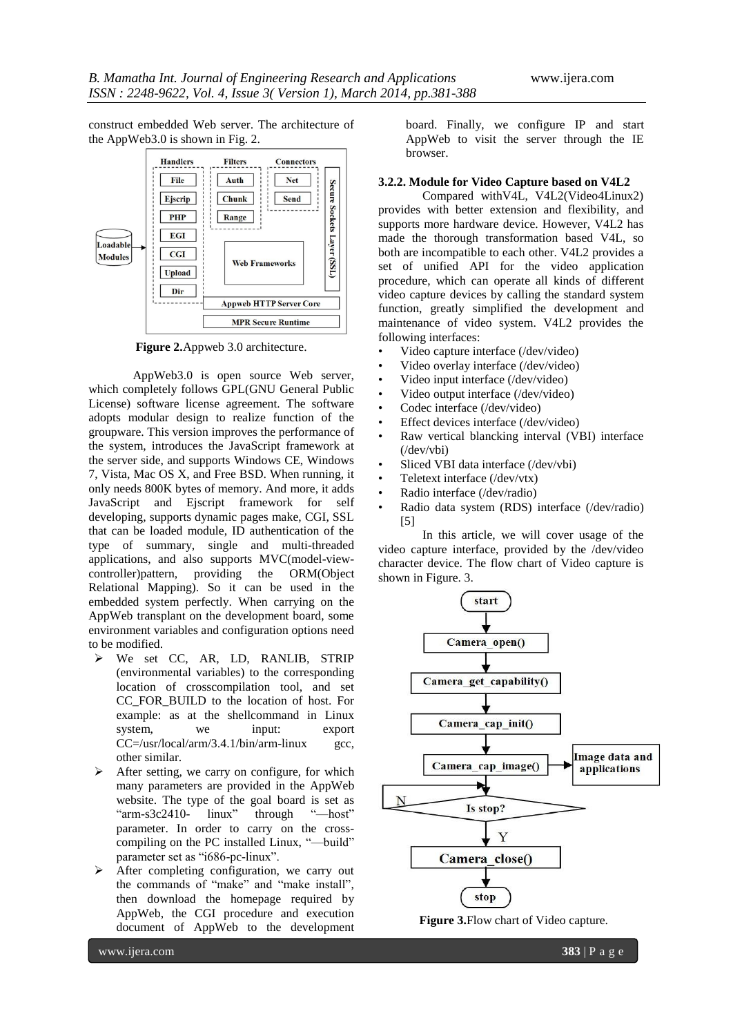construct embedded Web server. The architecture of the AppWeb3.0 is shown in Fig. 2.

**Figure 2.**Appweb 3.0 architecture.

AppWeb3.0 is open source Web server, which completely follows GPL(GNU General Public License) software license agreement. The software adopts modular design to realize function of the groupware. This version improves the performance of the system, introduces the JavaScript framework at the server side, and supports Windows CE, Windows 7, Vista, Mac OS X, and Free BSD. When running, it only needs 800K bytes of memory. And more, it adds JavaScript and Ejscript framework for self developing, supports dynamic pages make, CGI, SSL that can be loaded module, ID authentication of the type of summary, single and multi-threaded applications, and also supports MVC(model-view-controller)pattern, providing the ORM(Object Relational Mapping). So it can be used in the embedded system perfectly. When carrying on the AppWeb transplant on the development board, some environment variables and configuration options need to be modified.

- We set CC, AR, LD, RANLIB, STRIP (environmental variables) to the corresponding location of crosscompilation tool, and set CC_FOR_BUILD to the location of host. For example: as at the shellcommand in Linux system, we input: export CC=/usr/local/arm/3.4.1/bin/arm-linux gcc, other similar.
- After setting, we carry on configure, for which many parameters are provided in the AppWeb website. The type of the goal board is set as "arm-s3c2410- linux" through "—host" parameter. In order to carry on the cross-compiling on the PC installed Linux, "—build" parameter set as "i686-pc-linux".
- After completing configuration, we carry out the commands of "make" and "make install", then download the homepage required by AppWeb, the CGI procedure and execution document of AppWeb to the development board. Finally, we configure IP and start AppWeb to visit the server through the IE browser.

#### 3.2.2. Module for Video Capture based on V4L2

Compared withV4L, V4L2(Video4Linux2) provides with better extension and flexibility, and supports more hardware device. However, V4L2 has made the thorough transformation based V4L, so both are incompatible to each other. V4L2 provides a set of unified API for the video application procedure, which can operate all kinds of different video capture devices by calling the standard system function, greatly simplified the development and maintenance of video system. V4L2 provides the following interfaces:

- Video capture interface (/dev/video)
- Video overlay interface (/dev/video)
- Video input interface (/dev/video)
- Video output interface (/dev/video)
- Codec interface (/dev/video)
- Effect devices interface (/dev/video)
- Raw vertical blancking interval (VBI) interface (/dev/vbi)
- Sliced VBI data interface (/dev/vbi)
- Teletext interface (/dev/vtx)
- Radio interface (/dev/radio)
- Radio data system (RDS) interface (/dev/radio) [5]

In this article, we will cover usage of the video capture interface, provided by the /dev/video character device. The flow chart of Video capture is shown in Figure. 3.

**Figure 3.**Flow chart of Video capture.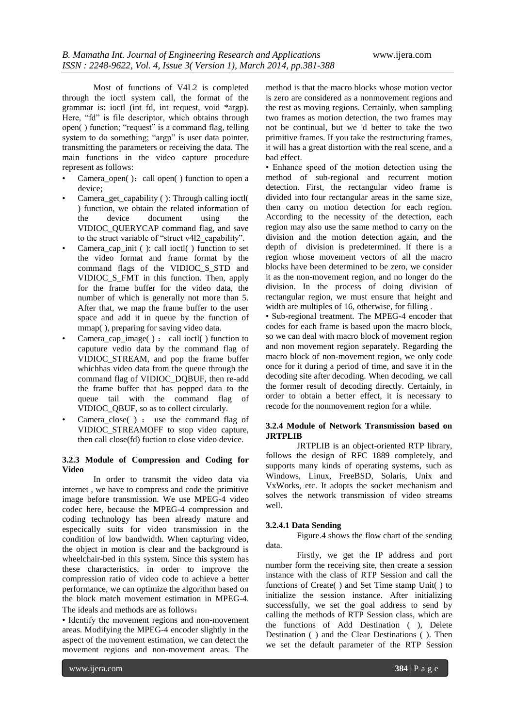Most of functions of V4L2 is completed through the ioctl system call, the format of the grammar is: ioctl (int fd, int request, void *argp). Here, "fd" is file descriptor, which obtains through open( ) function; "request" is a command flag, telling system to do something; "argp" is user data pointer, transmitting the parameters or receiving the data. The main functions in the video capture procedure represent as follows:

- Camera_open( )： call open( ) function to open a device;
- Camera_get_capability ( ): Through calling ioctl( ) function, we obtain the related information of the device document using the VIDIOC_QUERYCAP command flag, and save to the struct variable of "struct v4l2_capability".
- Camera_cap_init ( ): call ioctl( ) function to set the video format and frame format by the command flags of the VIDIOC_S_STD and VIDIOC_S_FMT in this function. Then, apply for the frame buffer for the video data, the number of which is generally not more than 5. After that, we map the frame buffer to the user space and add it in queue by the function of mmap( ), preparing for saving video data.
- Camera_cap_image( ) ： call ioctl( ) function to caputure vedio data by the command flag of VIDIOC_STREAM, and pop the frame buffer whichhas video data from the queue through the command flag of VIDIOC_DQBUF, then re-add the frame buffer that has popped data to the queue tail with the command flag of VIDIOC_QBUF, so as to collect circularly.
- Camera_close( ) ： use the command flag of VIDIOC_STREAMOFF to stop video capture, then call close(fd) fuction to close video device.

### 3.2.3 Module of Compression and Coding for Video

In order to transmit the video data via internet , we have to compress and code the primitive image before transmission. We use MPEG-4 video codec here, because the MPEG-4 compression and coding technology has been already mature and especically suits for video transmission in the condition of low bandwidth. When capturing video, the object in motion is clear and the background is wheelchair-bed in this system. Since this system has these characteristics, in order to improve the compression ratio of video code to achieve a better performance, we can optimize the algorithm based on the block match movement estimation in MPEG-4. The ideals and methods are as follows：

• Identify the movement regions and non-movement areas. Modifying the MPEG-4 encoder slightly in the aspect of the movement estimation, we can detect the movement regions and non-movement areas. The method is that the macro blocks whose motion vector is zero are considered as a nonmovement regions and the rest as moving regions. Certainly, when sampling two frames as motion detection, the two frames may not be continual, but we 'd better to take the two primitive frames. If you take the restructuring frames, it will has a great distortion with the real scene, and a bad effect.

• Enhance speed of the motion detection using the method of sub-regional and recurrent motion detection. First, the rectangular video frame is divided into four rectangular areas in the same size, then carry on motion detection for each region. According to the necessity of the detection, each region may also use the same method to carry on the division and the motion detection again, and the depth of division is predetermined. If there is a region whose movement vectors of all the macro blocks have been determined to be zero, we consider it as the non-movement region, and no longer do the division. In the process of doing division of rectangular region, we must ensure that height and width are multiples of 16, otherwise, for filling .

• Sub-regional treatment. The MPEG-4 encoder that codes for each frame is based upon the macro block, so we can deal with macro block of movement region and non movement region separately. Regarding the macro block of non-movement region, we only code once for it during a period of time, and save it in the decoding site after decoding. When decoding, we call the former result of decoding directly. Certainly, in order to obtain a better effect, it is necessary to recode for the nonmovement region for a while.

### 3.2.4 Module of Network Transmission based on JRTPLIB

JRTPLIB is an object-oriented RTP library, follows the design of RFC 1889 completely, and supports many kinds of operating systems, such as Windows, Linux, FreeBSD, Solaris, Unix and VxWorks, etc. It adopts the socket mechanism and solves the network transmission of video streams well.

#### 3.2.4.1 Data Sending

Figure.4 shows the flow chart of the sending data.

Firstly, we get the IP address and port number form the receiving site, then create a session instance with the class of RTP Session and call the functions of Create( ) and Set Time stamp Unit( ) to initialize the session instance. After initializing successfully, we set the goal address to send by calling the methods of RTP Session class, which are the functions of Add Destination ( ), Delete Destination ( ) and the Clear Destinations ( ). Then we set the default parameter of the RTP Session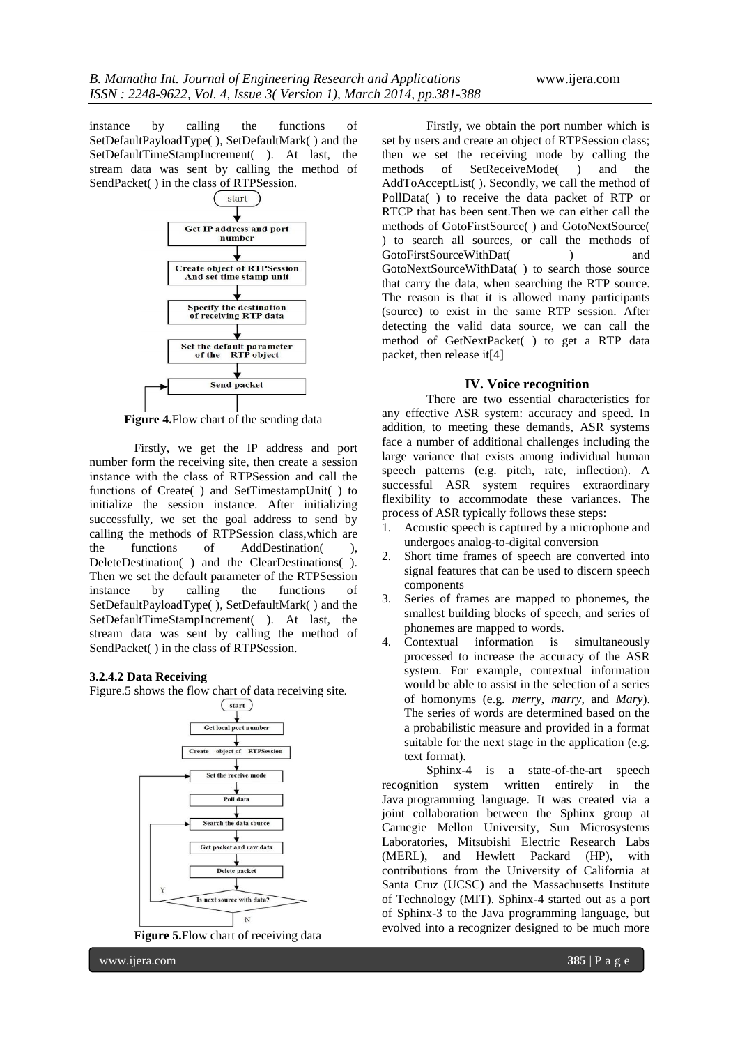instance by calling the functions of SetDefaultPayloadType( ), SetDefaultMark( ) and the SetDefaultTimeStampIncrement( ). At last, the stream data was sent by calling the method of SendPacket( ) in the class of RTPSession.

**Figure 4.**Flow chart of the sending data

Firstly, we get the IP address and port number form the receiving site, then create a session instance with the class of RTPSession and call the functions of Create( ) and SetTimestampUnit( ) to initialize the session instance. After initializing successfully, we set the goal address to send by calling the methods of RTPSession class,which are the functions of AddDestination( ), DeleteDestination( ) and the ClearDestinations( ). Then we set the default parameter of the RTPSession instance by calling the functions of SetDefaultPayloadType( ), SetDefaultMark( ) and the SetDefaultTimeStampIncrement( ). At last, the stream data was sent by calling the method of SendPacket( ) in the class of RTPSession.

#### 3.2.4.2 Data Receiving

Figure.5 shows the flow chart of data receiving site.

**Figure 5.**Flow chart of receiving data

Firstly, we obtain the port number which is set by users and create an object of RTPSession class; then we set the receiving mode by calling the methods of SetReceiveMode( ) and the AddToAcceptList( ). Secondly, we call the method of PollData( ) to receive the data packet of RTP or RTCP that has been sent.Then we can either call the methods of GotoFirstSource( ) and GotoNextSource( ) to search all sources, or call the methods of GotoFirstSourceWithDat( ) and GotoNextSourceWithData( ) to search those source that carry the data, when searching the RTP source. The reason is that it is allowed many participants (source) to exist in the same RTP session. After detecting the valid data source, we can call the method of GetNextPacket( ) to get a RTP data packet, then release it[4]

## IV. Voice recognition

There are two essential characteristics for any effective ASR system: accuracy and speed. In addition, to meeting these demands, ASR systems face a number of additional challenges including the large variance that exists among individual human speech patterns (e.g. pitch, rate, inflection). A successful ASR system requires extraordinary flexibility to accommodate these variances. The process of ASR typically follows these steps:

1. Acoustic speech is captured by a microphone and undergoes analog-to-digital conversion
2. Short time frames of speech are converted into signal features that can be used to discern speech components
3. Series of frames are mapped to phonemes, the smallest building blocks of speech, and series of phonemes are mapped to words.
4. Contextual information is simultaneously processed to increase the accuracy of the ASR system. For example, contextual information would be able to assist in the selection of a series of homonyms (e.g. *merry*, *marry*, and *Mary*). The series of words are determined based on the a probabilistic measure and provided in a format suitable for the next stage in the application (e.g. text format).

Sphinx-4 is a state-of-the-art speech recognition system written entirely in the Java programming language. It was created via a joint collaboration between the Sphinx group at Carnegie Mellon University, Sun Microsystems Laboratories, Mitsubishi Electric Research Labs (MERL), and Hewlett Packard (HP), with contributions from the University of California at Santa Cruz (UCSC) and the Massachusetts Institute of Technology (MIT). Sphinx-4 started out as a port of Sphinx-3 to the Java programming language, but evolved into a recognizer designed to be much more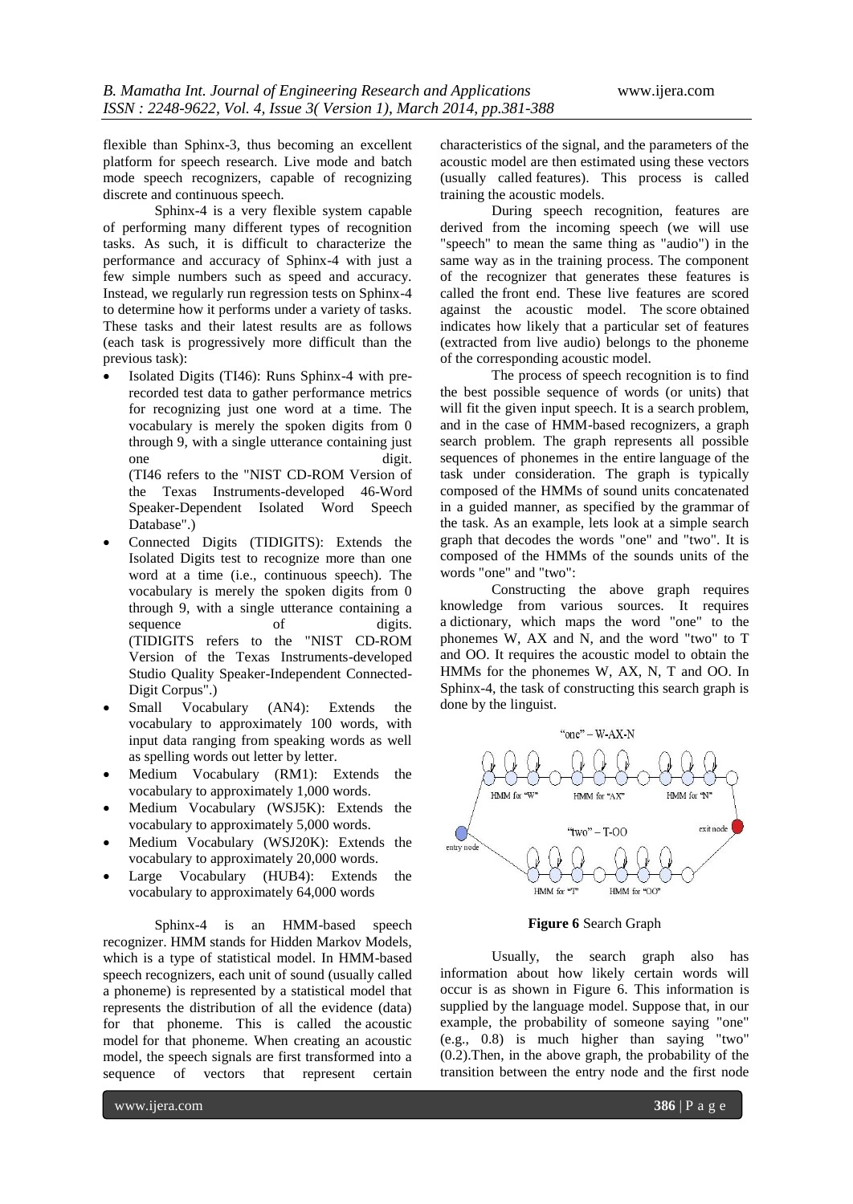flexible than Sphinx-3, thus becoming an excellent platform for speech research. Live mode and batch mode speech recognizers, capable of recognizing discrete and continuous speech.

Sphinx-4 is a very flexible system capable of performing many different types of recognition tasks. As such, it is difficult to characterize the performance and accuracy of Sphinx-4 with just a few simple numbers such as speed and accuracy. Instead, we regularly run regression tests on Sphinx-4 to determine how it performs under a variety of tasks. These tasks and their latest results are as follows (each task is progressively more difficult than the previous task):

- Isolated Digits (TI46): Runs Sphinx-4 with pre-recorded test data to gather performance metrics for recognizing just one word at a time. The vocabulary is merely the spoken digits from 0 through 9, with a single utterance containing just one digit. (TI46 refers to the "NIST CD-ROM Version of the Texas Instruments-developed 46-Word Speaker-Dependent Isolated Word Speech Database".)
- Connected Digits (TIDIGITS): Extends the Isolated Digits test to recognize more than one word at a time (i.e., continuous speech). The vocabulary is merely the spoken digits from 0 through 9, with a single utterance containing a sequence of digits. (TIDIGITS refers to the "NIST CD-ROM Version of the Texas Instruments-developed Studio Quality Speaker-Independent Connected-Digit Corpus".)
- Small Vocabulary (AN4): Extends the vocabulary to approximately 100 words, with input data ranging from speaking words as well as spelling words out letter by letter.
- Medium Vocabulary (RM1): Extends the vocabulary to approximately 1,000 words.
- Medium Vocabulary (WSJ5K): Extends the vocabulary to approximately 5,000 words.
- Medium Vocabulary (WSJ20K): Extends the vocabulary to approximately 20,000 words.
- Large Vocabulary (HUB4): Extends the vocabulary to approximately 64,000 words

Sphinx-4 is an HMM-based speech recognizer. HMM stands for Hidden Markov Models, which is a type of statistical model. In HMM-based speech recognizers, each unit of sound (usually called a phoneme) is represented by a statistical model that represents the distribution of all the evidence (data) for that phoneme. This is called the acoustic model for that phoneme. When creating an acoustic model, the speech signals are first transformed into a sequence of vectors that represent certain characteristics of the signal, and the parameters of the acoustic model are then estimated using these vectors (usually called features). This process is called training the acoustic models.

During speech recognition, features are derived from the incoming speech (we will use "speech" to mean the same thing as "audio") in the same way as in the training process. The component of the recognizer that generates these features is called the front end. These live features are scored against the acoustic model. The score obtained indicates how likely that a particular set of features (extracted from live audio) belongs to the phoneme of the corresponding acoustic model.

The process of speech recognition is to find the best possible sequence of words (or units) that will fit the given input speech. It is a search problem, and in the case of HMM-based recognizers, a graph search problem. The graph represents all possible sequences of phonemes in the entire language of the task under consideration. The graph is typically composed of the HMMs of sound units concatenated in a guided manner, as specified by the grammar of the task. As an example, lets look at a simple search graph that decodes the words "one" and "two". It is composed of the HMMs of the sounds units of the words "one" and "two":

Constructing the above graph requires knowledge from various sources. It requires a dictionary, which maps the word "one" to the phonemes W, AX and N, and the word "two" to T and OO. It requires the acoustic model to obtain the HMMs for the phonemes W, AX, N, T and OO. In Sphinx-4, the task of constructing this search graph is done by the linguist.

**Figure 6** Search Graph

Usually, the search graph also has information about how likely certain words will occur is as shown in Figure 6. This information is supplied by the language model. Suppose that, in our example, the probability of someone saying "one" (e.g., 0.8) is much higher than saying "two" (0.2).Then, in the above graph, the probability of the transition between the entry node and the first node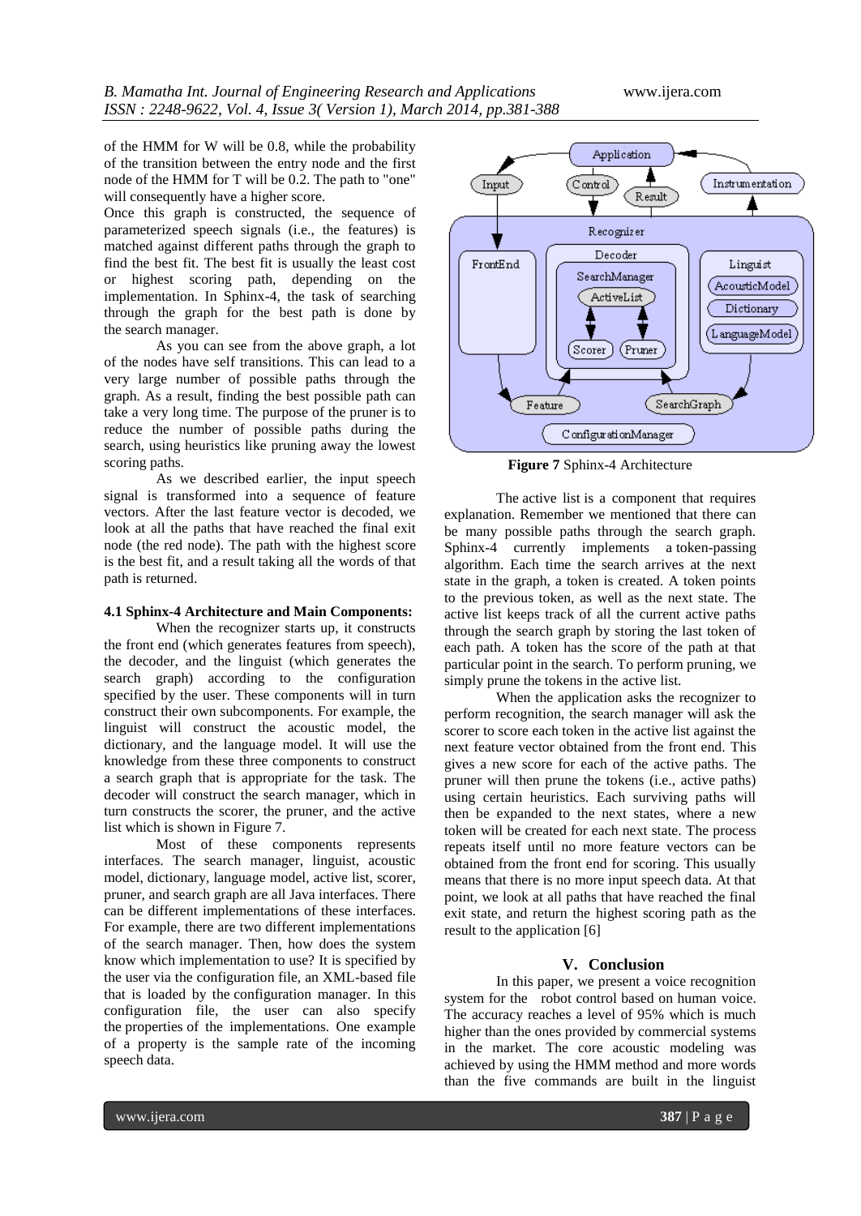of the HMM for W will be 0.8, while the probability of the transition between the entry node and the first node of the HMM for T will be 0.2. The path to "one" will consequently have a higher score.

Once this graph is constructed, the sequence of parameterized speech signals (i.e., the features) is matched against different paths through the graph to find the best fit. The best fit is usually the least cost or highest scoring path, depending on the implementation. In Sphinx-4, the task of searching through the graph for the best path is done by the search manager.

As you can see from the above graph, a lot of the nodes have self transitions. This can lead to a very large number of possible paths through the graph. As a result, finding the best possible path can take a very long time. The purpose of the pruner is to reduce the number of possible paths during the search, using heuristics like pruning away the lowest scoring paths.

As we described earlier, the input speech signal is transformed into a sequence of feature vectors. After the last feature vector is decoded, we look at all the paths that have reached the final exit node (the red node). The path with the highest score is the best fit, and a result taking all the words of that path is returned.

#### 4.1 Sphinx-4 Architecture and Main Components:

When the recognizer starts up, it constructs the front end (which generates features from speech), the decoder, and the linguist (which generates the search graph) according to the configuration specified by the user. These components will in turn construct their own subcomponents. For example, the linguist will construct the acoustic model, the dictionary, and the language model. It will use the knowledge from these three components to construct a search graph that is appropriate for the task. The decoder will construct the search manager, which in turn constructs the scorer, the pruner, and the active list which is shown in Figure 7.

Most of these components represents interfaces. The search manager, linguist, acoustic model, dictionary, language model, active list, scorer, pruner, and search graph are all Java interfaces. There can be different implementations of these interfaces. For example, there are two different implementations of the search manager. Then, how does the system know which implementation to use? It is specified by the user via the configuration file, an XML-based file that is loaded by the configuration manager. In this configuration file, the user can also specify the properties of the implementations. One example of a property is the sample rate of the incoming speech data.

**Figure 7** Sphinx-4 Architecture

The active list is a component that requires explanation. Remember we mentioned that there can be many possible paths through the search graph. Sphinx-4 currently implements a token-passing algorithm. Each time the search arrives at the next state in the graph, a token is created. A token points to the previous token, as well as the next state. The active list keeps track of all the current active paths through the search graph by storing the last token of each path. A token has the score of the path at that particular point in the search. To perform pruning, we simply prune the tokens in the active list.

When the application asks the recognizer to perform recognition, the search manager will ask the scorer to score each token in the active list against the next feature vector obtained from the front end. This gives a new score for each of the active paths. The pruner will then prune the tokens (i.e., active paths) using certain heuristics. Each surviving paths will then be expanded to the next states, where a new token will be created for each next state. The process repeats itself until no more feature vectors can be obtained from the front end for scoring. This usually means that there is no more input speech data. At that point, we look at all paths that have reached the final exit state, and return the highest scoring path as the result to the application [6]

## V. Conclusion

In this paper, we present a voice recognition system for the robot control based on human voice. The accuracy reaches a level of 95% which is much higher than the ones provided by commercial systems in the market. The core acoustic modeling was achieved by using the HMM method and more words than the five commands are built in the linguist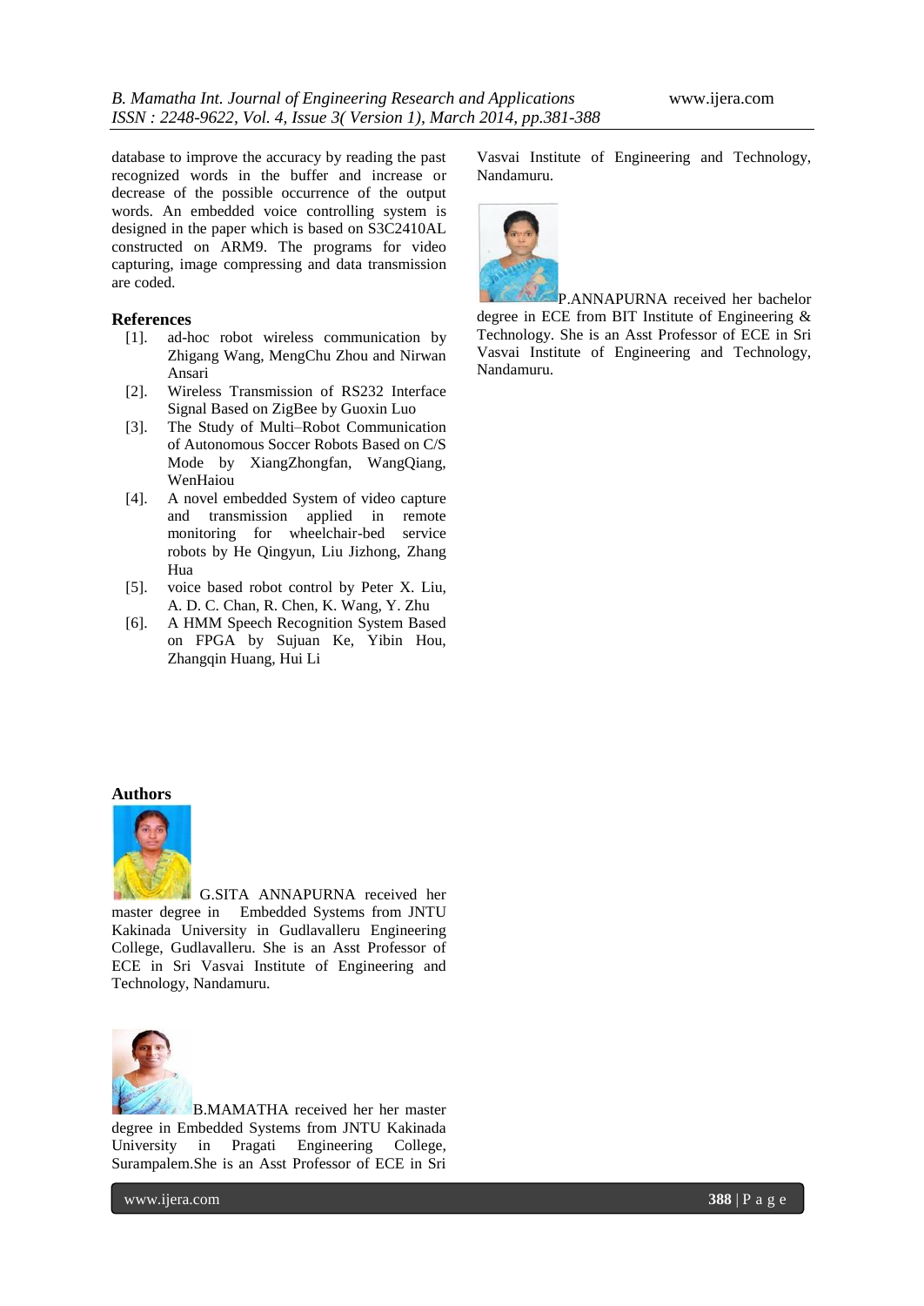database to improve the accuracy by reading the past recognized words in the buffer and increase or decrease of the possible occurrence of the output words. An embedded voice controlling system is designed in the paper which is based on S3C2410AL constructed on ARM9. The programs for video capturing, image compressing and data transmission are coded.

## References

[1]. ad-hoc robot wireless communication by Zhigang Wang, MengChu Zhou and Nirwan Ansari

[2]. Wireless Transmission of RS232 Interface Signal Based on ZigBee by Guoxin Luo

[3]. The Study of Multi–Robot Communication of Autonomous Soccer Robots Based on C/S Mode by XiangZhongfan, WangQiang, WenHaiou

[4]. A novel embedded System of video capture and transmission applied in remote monitoring for wheelchair-bed service robots by He Qingyun, Liu Jizhong, Zhang Hua

[5]. voice based robot control by Peter X. Liu, A. D. C. Chan, R. Chen, K. Wang, Y. Zhu

[6]. A HMM Speech Recognition System Based on FPGA by Sujuan Ke, Yibin Hou, Zhangqin Huang, Hui Li

## Authors

G.SITA ANNAPURNA received her master degree in Embedded Systems from JNTU Kakinada University in Gudlavalleru Engineering College, Gudlavalleru. She is an Asst Professor of ECE in Sri Vasvai Institute of Engineering and Technology, Nandamuru.

B.MAMATHA received her her master degree in Embedded Systems from JNTU Kakinada University in Pragati Engineering College, Surampalem.She is an Asst Professor of ECE in Sri Vasvai Institute of Engineering and Technology, Nandamuru.

P.ANNAPURNA received her bachelor degree in ECE from BIT Institute of Engineering & Technology. She is an Asst Professor of ECE in Sri Vasvai Institute of Engineering and Technology, Nandamuru.